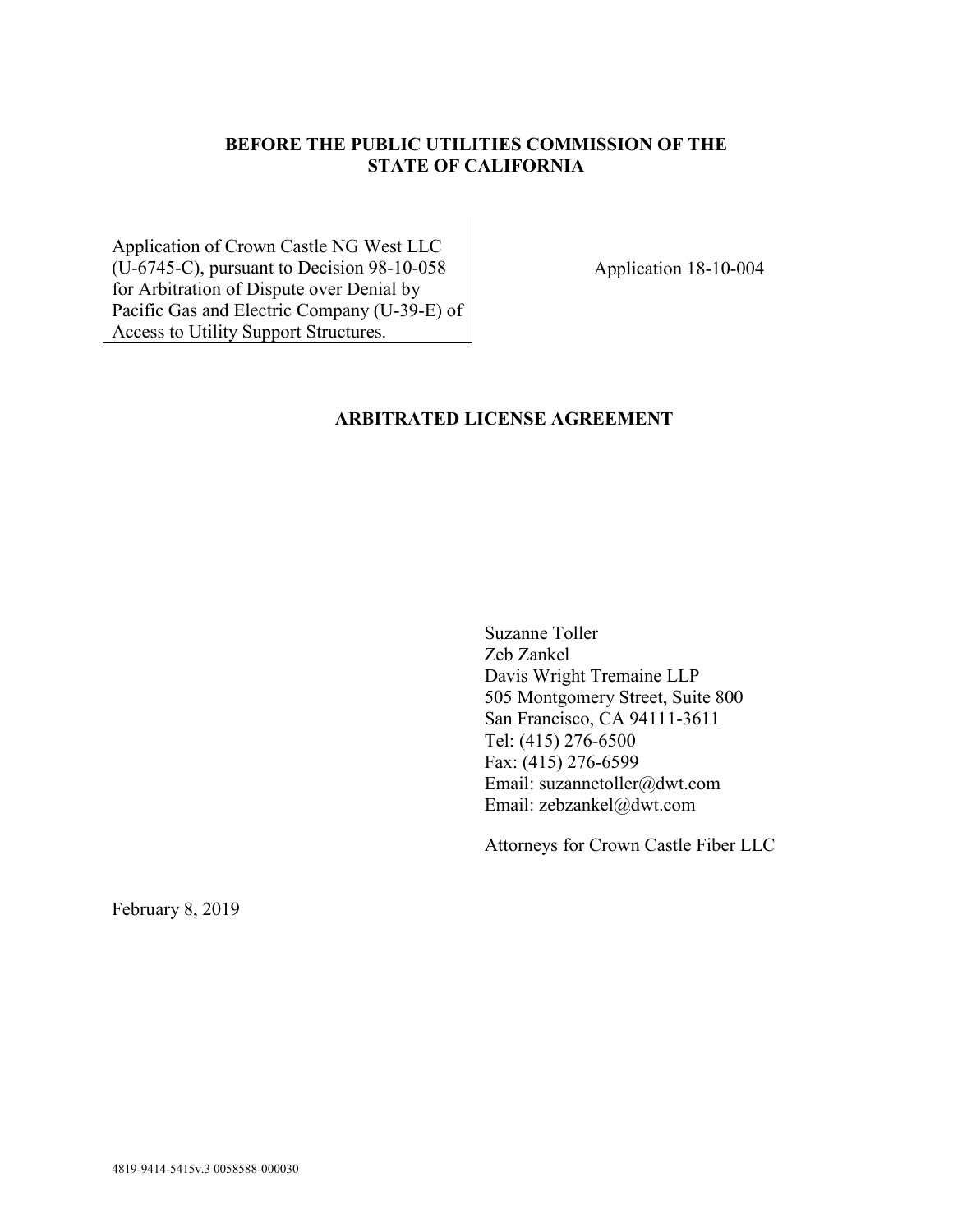**BEFORE THE PUBLIC UTILITIES COMMISSION OF THE STATE OF CALIFORNIA**

| | |
|---|---|
| Application of Crown Castle NG West LLC (U-6745-C), pursuant to Decision 98-10-058 for Arbitration of Dispute over Denial by Pacific Gas and Electric Company (U-39-E) of Access to Utility Support Structures. | Application 18-10-004 |

**ARBITRATED LICENSE AGREEMENT**

Suzanne Toller  
Zeb Zankel  
Davis Wright Tremaine LLP  
505 Montgomery Street, Suite 800  
San Francisco, CA 94111-3611  
Tel: (415) 276-6500  
Fax: (415) 276-6599  
Email: suzannetoller@dwt.com  
Email: zebzankel@dwt.com

Attorneys for Crown Castle Fiber LLC

February 8, 2019

4819-9414-5415v.3 0058588-000030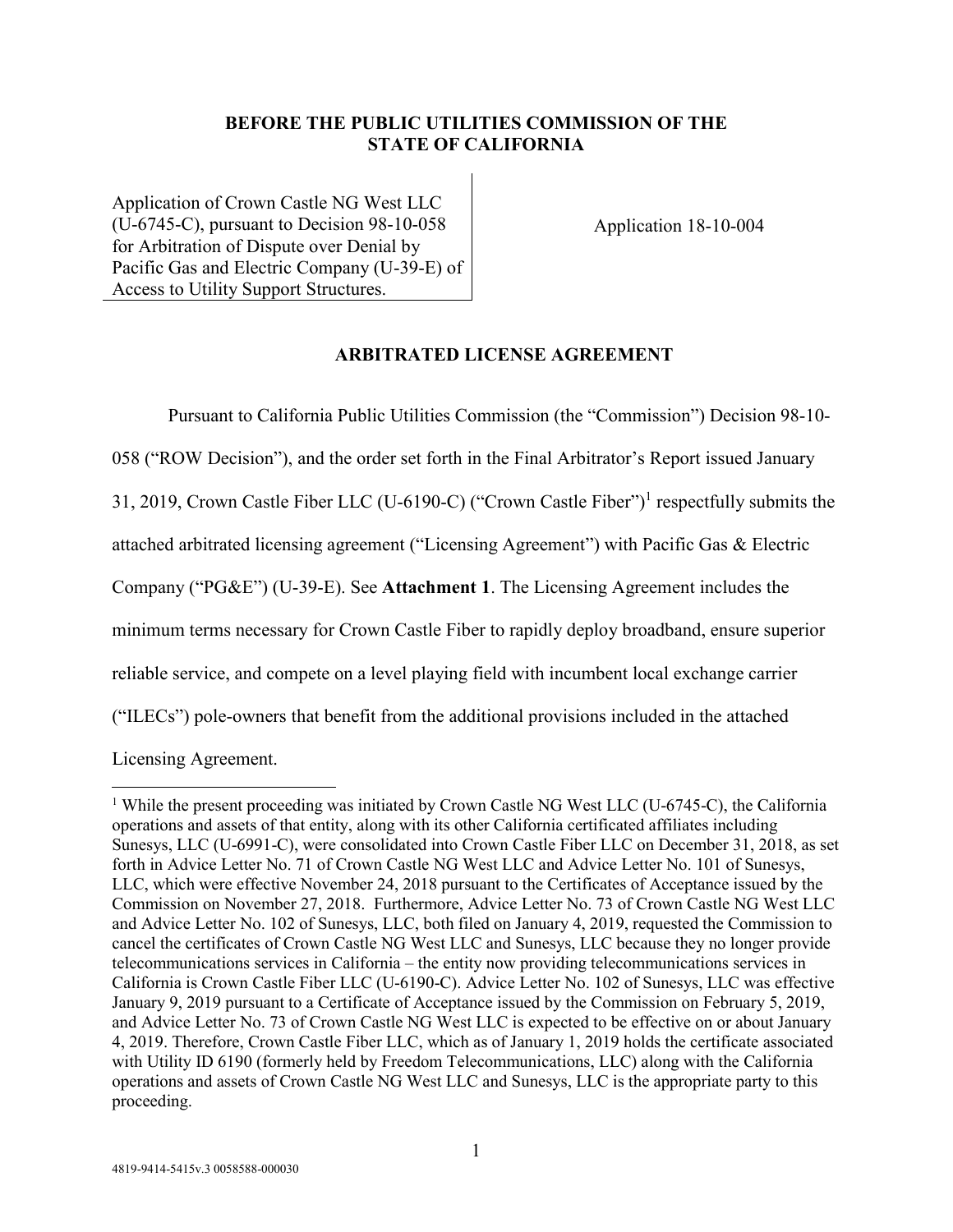**BEFORE THE PUBLIC UTILITIES COMMISSION OF THE STATE OF CALIFORNIA**

| Application of Crown Castle NG West LLC (U-6745-C), pursuant to Decision 98-10-058 for Arbitration of Dispute over Denial by Pacific Gas and Electric Company (U-39-E) of Access to Utility Support Structures. | Application 18-10-004 |
| --- | --- |

**ARBITRATED LICENSE AGREEMENT**

Pursuant to California Public Utilities Commission (the "Commission") Decision 98-10-058 ("ROW Decision"), and the order set forth in the Final Arbitrator's Report issued January 31, 2019, Crown Castle Fiber LLC (U-6190-C) ("Crown Castle Fiber")[1] respectfully submits the attached arbitrated licensing agreement ("Licensing Agreement") with Pacific Gas & Electric Company ("PG&E") (U-39-E). See **Attachment 1**. The Licensing Agreement includes the minimum terms necessary for Crown Castle Fiber to rapidly deploy broadband, ensure superior reliable service, and compete on a level playing field with incumbent local exchange carrier ("ILECs") pole-owners that benefit from the additional provisions included in the attached Licensing Agreement.

[1] While the present proceeding was initiated by Crown Castle NG West LLC (U-6745-C), the California operations and assets of that entity, along with its other California certificated affiliates including Sunesys, LLC (U-6991-C), were consolidated into Crown Castle Fiber LLC on December 31, 2018, as set forth in Advice Letter No. 71 of Crown Castle NG West LLC and Advice Letter No. 101 of Sunesys, LLC, which were effective November 24, 2018 pursuant to the Certificates of Acceptance issued by the Commission on November 27, 2018. Furthermore, Advice Letter No. 73 of Crown Castle NG West LLC and Advice Letter No. 102 of Sunesys, LLC, both filed on January 4, 2019, requested the Commission to cancel the certificates of Crown Castle NG West LLC and Sunesys, LLC because they no longer provide telecommunications services in California – the entity now providing telecommunications services in California is Crown Castle Fiber LLC (U-6190-C). Advice Letter No. 102 of Sunesys, LLC was effective January 9, 2019 pursuant to a Certificate of Acceptance issued by the Commission on February 5, 2019, and Advice Letter No. 73 of Crown Castle NG West LLC is expected to be effective on or about January 4, 2019. Therefore, Crown Castle Fiber LLC, which as of January 1, 2019 holds the certificate associated with Utility ID 6190 (formerly held by Freedom Telecommunications, LLC) along with the California operations and assets of Crown Castle NG West LLC and Sunesys, LLC is the appropriate party to this proceeding.

4819-9414-5415v.3 0058588-000030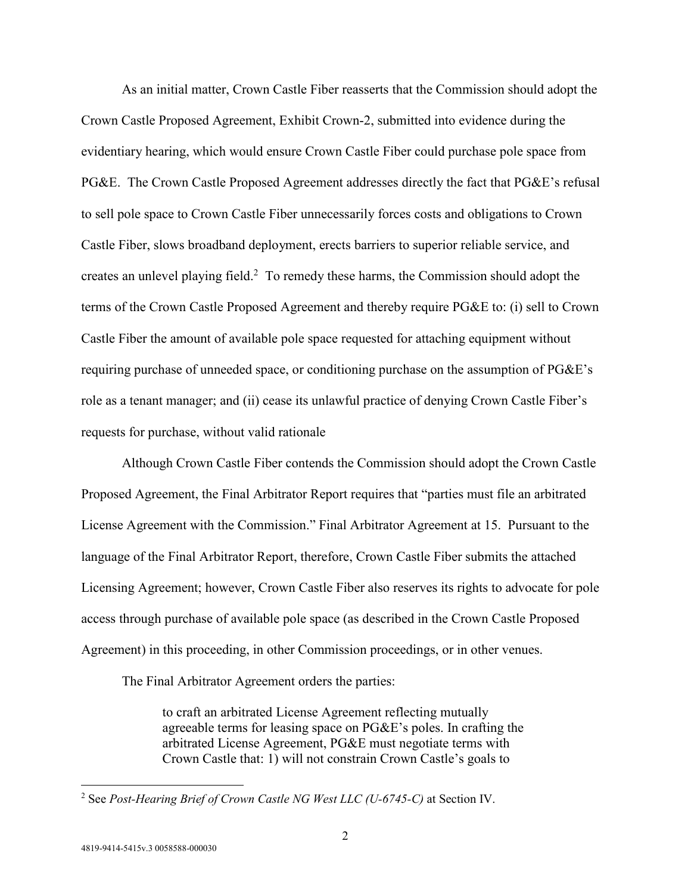As an initial matter, Crown Castle Fiber reasserts that the Commission should adopt the Crown Castle Proposed Agreement, Exhibit Crown-2, submitted into evidence during the evidentiary hearing, which would ensure Crown Castle Fiber could purchase pole space from PG&E. The Crown Castle Proposed Agreement addresses directly the fact that PG&E's refusal to sell pole space to Crown Castle Fiber unnecessarily forces costs and obligations to Crown Castle Fiber, slows broadband deployment, erects barriers to superior reliable service, and creates an unlevel playing field.[2] To remedy these harms, the Commission should adopt the terms of the Crown Castle Proposed Agreement and thereby require PG&E to: (i) sell to Crown Castle Fiber the amount of available pole space requested for attaching equipment without requiring purchase of unneeded space, or conditioning purchase on the assumption of PG&E's role as a tenant manager; and (ii) cease its unlawful practice of denying Crown Castle Fiber's requests for purchase, without valid rationale

Although Crown Castle Fiber contends the Commission should adopt the Crown Castle Proposed Agreement, the Final Arbitrator Report requires that "parties must file an arbitrated License Agreement with the Commission." Final Arbitrator Agreement at 15. Pursuant to the language of the Final Arbitrator Report, therefore, Crown Castle Fiber submits the attached Licensing Agreement; however, Crown Castle Fiber also reserves its rights to advocate for pole access through purchase of available pole space (as described in the Crown Castle Proposed Agreement) in this proceeding, in other Commission proceedings, or in other venues.

The Final Arbitrator Agreement orders the parties:

> to craft an arbitrated License Agreement reflecting mutually agreeable terms for leasing space on PG&E's poles. In crafting the arbitrated License Agreement, PG&E must negotiate terms with Crown Castle that: 1) will not constrain Crown Castle's goals to

---

[2] See *Post-Hearing Brief of Crown Castle NG West LLC (U-6745-C)* at Section IV.

4819-9414-5415v.3 0058588-000030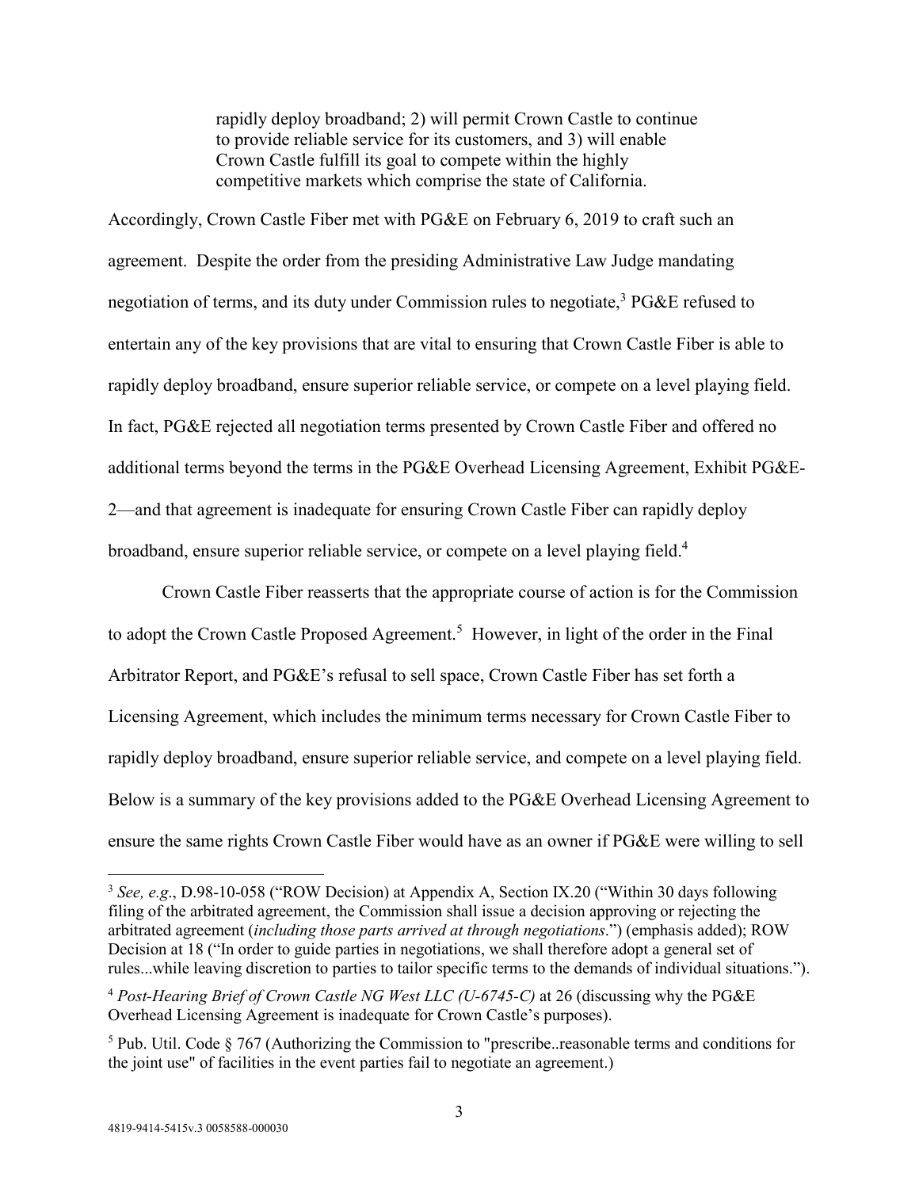> rapidly deploy broadband; 2) will permit Crown Castle to continue to provide reliable service for its customers, and 3) will enable Crown Castle fulfill its goal to compete within the highly competitive markets which comprise the state of California.

Accordingly, Crown Castle Fiber met with PG&E on February 6, 2019 to craft such an agreement. Despite the order from the presiding Administrative Law Judge mandating negotiation of terms, and its duty under Commission rules to negotiate,[3] PG&E refused to entertain any of the key provisions that are vital to ensuring that Crown Castle Fiber is able to rapidly deploy broadband, ensure superior reliable service, or compete on a level playing field. In fact, PG&E rejected all negotiation terms presented by Crown Castle Fiber and offered no additional terms beyond the terms in the PG&E Overhead Licensing Agreement, Exhibit PG&E-2—and that agreement is inadequate for ensuring Crown Castle Fiber can rapidly deploy broadband, ensure superior reliable service, or compete on a level playing field.[4]

Crown Castle Fiber reasserts that the appropriate course of action is for the Commission to adopt the Crown Castle Proposed Agreement.[5] However, in light of the order in the Final Arbitrator Report, and PG&E's refusal to sell space, Crown Castle Fiber has set forth a Licensing Agreement, which includes the minimum terms necessary for Crown Castle Fiber to rapidly deploy broadband, ensure superior reliable service, and compete on a level playing field. Below is a summary of the key provisions added to the PG&E Overhead Licensing Agreement to ensure the same rights Crown Castle Fiber would have as an owner if PG&E were willing to sell

---

[3] *See, e.g*., D.98-10-058 ("ROW Decision) at Appendix A, Section IX.20 ("Within 30 days following filing of the arbitrated agreement, the Commission shall issue a decision approving or rejecting the arbitrated agreement (*including those parts arrived at through negotiations*.") (emphasis added); ROW Decision at 18 ("In order to guide parties in negotiations, we shall therefore adopt a general set of rules...while leaving discretion to parties to tailor specific terms to the demands of individual situations.").

[4] *Post-Hearing Brief of Crown Castle NG West LLC (U-6745-C)* at 26 (discussing why the PG&E Overhead Licensing Agreement is inadequate for Crown Castle's purposes).

[5] Pub. Util. Code § 767 (Authorizing the Commission to "prescribe..reasonable terms and conditions for the joint use" of facilities in the event parties fail to negotiate an agreement.)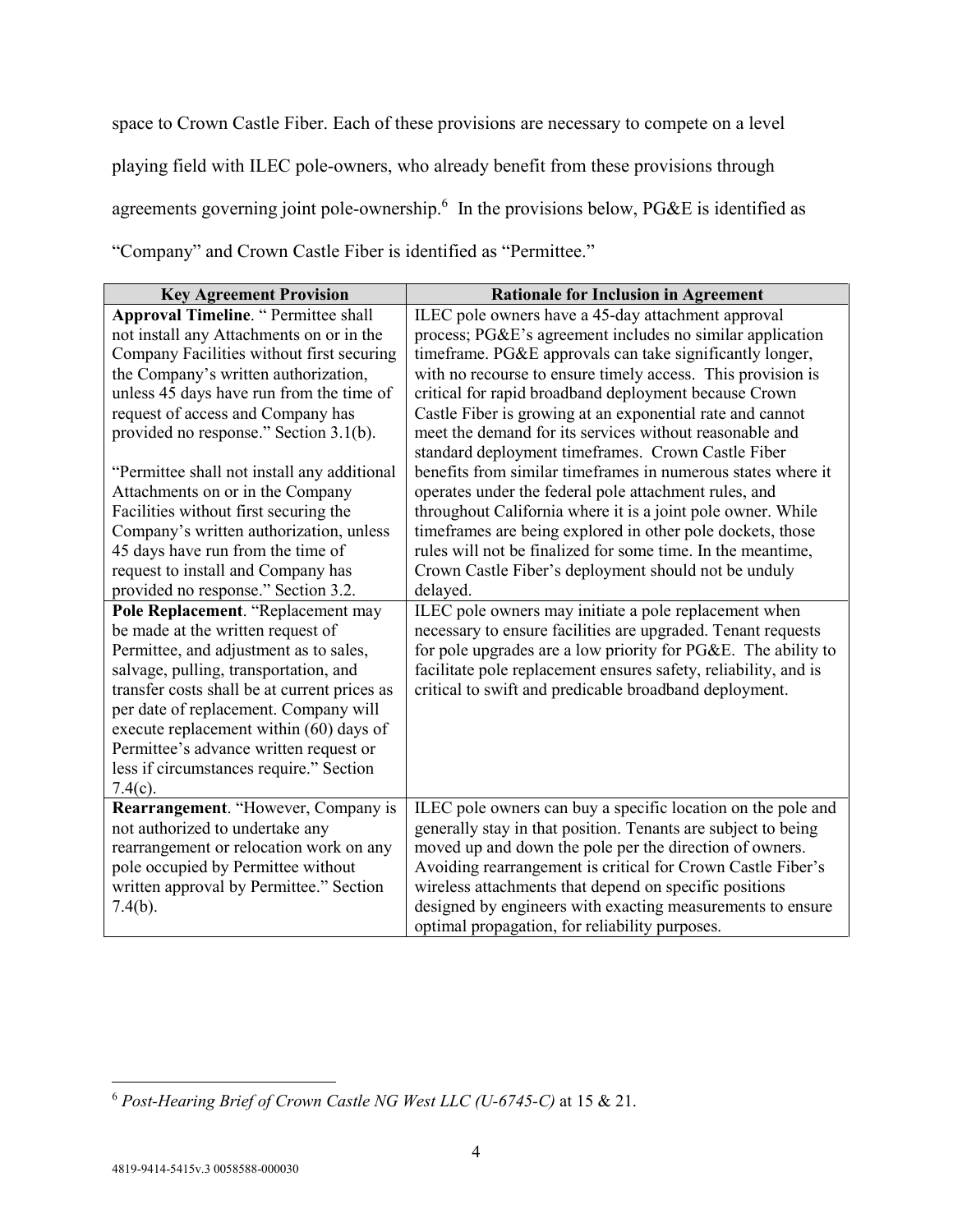space to Crown Castle Fiber. Each of these provisions are necessary to compete on a level playing field with ILEC pole-owners, who already benefit from these provisions through agreements governing joint pole-ownership.[6] In the provisions below, PG&E is identified as "Company" and Crown Castle Fiber is identified as "Permittee."

| Key Agreement Provision | Rationale for Inclusion in Agreement |
|---|---|
| **Approval Timeline**. " Permittee shall not install any Attachments on or in the Company Facilities without first securing the Company's written authorization, unless 45 days have run from the time of request of access and Company has provided no response." Section 3.1(b).<br><br>"Permittee shall not install any additional Attachments on or in the Company Facilities without first securing the Company's written authorization, unless 45 days have run from the time of request to install and Company has provided no response." Section 3.2. | ILEC pole owners have a 45-day attachment approval process; PG&E's agreement includes no similar application timeframe. PG&E approvals can take significantly longer, with no recourse to ensure timely access. This provision is critical for rapid broadband deployment because Crown Castle Fiber is growing at an exponential rate and cannot meet the demand for its services without reasonable and standard deployment timeframes. Crown Castle Fiber benefits from similar timeframes in numerous states where it operates under the federal pole attachment rules, and throughout California where it is a joint pole owner. While timeframes are being explored in other pole dockets, those rules will not be finalized for some time. In the meantime, Crown Castle Fiber's deployment should not be unduly delayed. |
| **Pole Replacement**. "Replacement may be made at the written request of Permittee, and adjustment as to sales, salvage, pulling, transportation, and transfer costs shall be at current prices as per date of replacement. Company will execute replacement within (60) days of Permittee's advance written request or less if circumstances require." Section 7.4(c). | ILEC pole owners may initiate a pole replacement when necessary to ensure facilities are upgraded. Tenant requests for pole upgrades are a low priority for PG&E. The ability to facilitate pole replacement ensures safety, reliability, and is critical to swift and predicable broadband deployment. |
| **Rearrangement**. "However, Company is not authorized to undertake any rearrangement or relocation work on any pole occupied by Permittee without written approval by Permittee." Section 7.4(b). | ILEC pole owners can buy a specific location on the pole and generally stay in that position. Tenants are subject to being moved up and down the pole per the direction of owners. Avoiding rearrangement is critical for Crown Castle Fiber's wireless attachments that depend on specific positions designed by engineers with exacting measurements to ensure optimal propagation, for reliability purposes. |

[6] *Post-Hearing Brief of Crown Castle NG West LLC (U-6745-C)* at 15 & 21.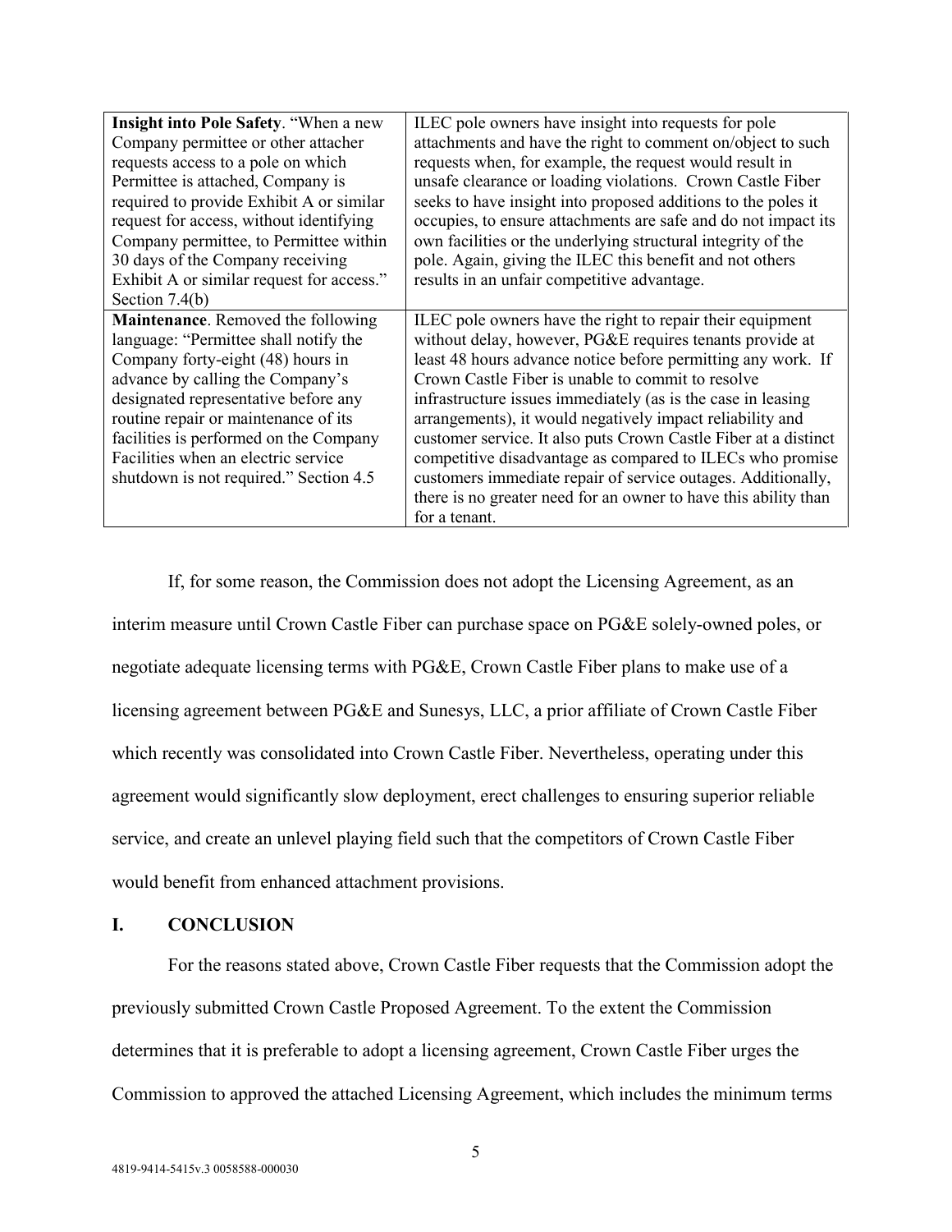| | |
|---|---|
| **Insight into Pole Safety**. "When a new Company permittee or other attacher requests access to a pole on which Permittee is attached, Company is required to provide Exhibit A or similar request for access, without identifying Company permittee, to Permittee within 30 days of the Company receiving Exhibit A or similar request for access." Section 7.4(b) | ILEC pole owners have insight into requests for pole attachments and have the right to comment on/object to such requests when, for example, the request would result in unsafe clearance or loading violations. Crown Castle Fiber seeks to have insight into proposed additions to the poles it occupies, to ensure attachments are safe and do not impact its own facilities or the underlying structural integrity of the pole. Again, giving the ILEC this benefit and not others results in an unfair competitive advantage. |
| **Maintenance**. Removed the following language: "Permittee shall notify the Company forty-eight (48) hours in advance by calling the Company's designated representative before any routine repair or maintenance of its facilities is performed on the Company Facilities when an electric service shutdown is not required." Section 4.5 | ILEC pole owners have the right to repair their equipment without delay, however, PG&E requires tenants provide at least 48 hours advance notice before permitting any work. If Crown Castle Fiber is unable to commit to resolve infrastructure issues immediately (as is the case in leasing arrangements), it would negatively impact reliability and customer service. It also puts Crown Castle Fiber at a distinct competitive disadvantage as compared to ILECs who promise customers immediate repair of service outages. Additionally, there is no greater need for an owner to have this ability than for a tenant. |

If, for some reason, the Commission does not adopt the Licensing Agreement, as an interim measure until Crown Castle Fiber can purchase space on PG&E solely-owned poles, or negotiate adequate licensing terms with PG&E, Crown Castle Fiber plans to make use of a licensing agreement between PG&E and Sunesys, LLC, a prior affiliate of Crown Castle Fiber which recently was consolidated into Crown Castle Fiber. Nevertheless, operating under this agreement would significantly slow deployment, erect challenges to ensuring superior reliable service, and create an unlevel playing field such that the competitors of Crown Castle Fiber would benefit from enhanced attachment provisions.

## I. CONCLUSION

For the reasons stated above, Crown Castle Fiber requests that the Commission adopt the previously submitted Crown Castle Proposed Agreement. To the extent the Commission determines that it is preferable to adopt a licensing agreement, Crown Castle Fiber urges the Commission to approved the attached Licensing Agreement, which includes the minimum terms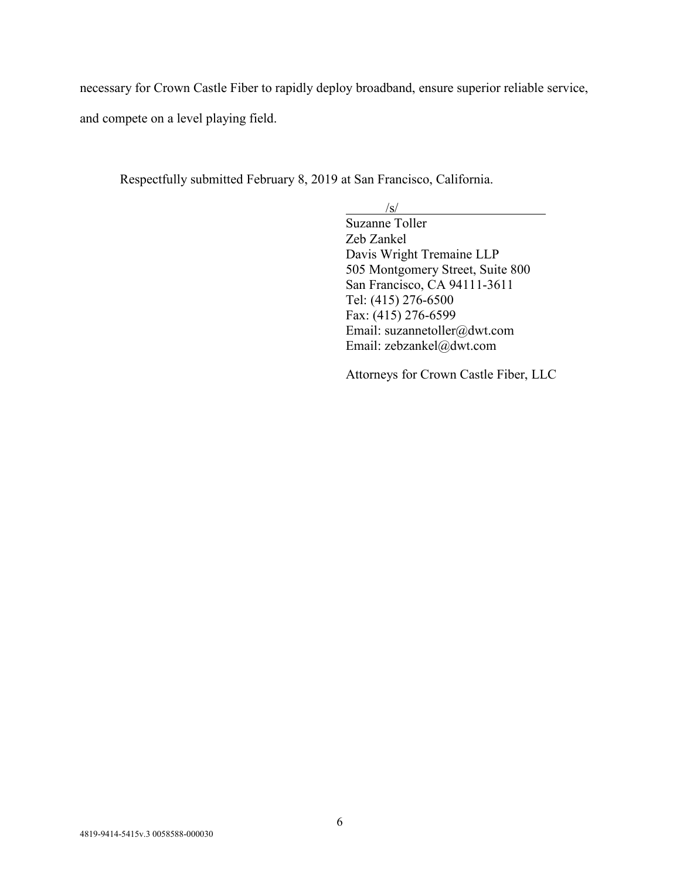necessary for Crown Castle Fiber to rapidly deploy broadband, ensure superior reliable service, and compete on a level playing field.

Respectfully submitted February 8, 2019 at San Francisco, California.

/s/
Suzanne Toller
Zeb Zankel
Davis Wright Tremaine LLP
505 Montgomery Street, Suite 800
San Francisco, CA 94111-3611
Tel: (415) 276-6500
Fax: (415) 276-6599
Email: suzannetoller@dwt.com
Email: zebzankel@dwt.com

Attorneys for Crown Castle Fiber, LLC

4819-9414-5415v.3 0058588-000030